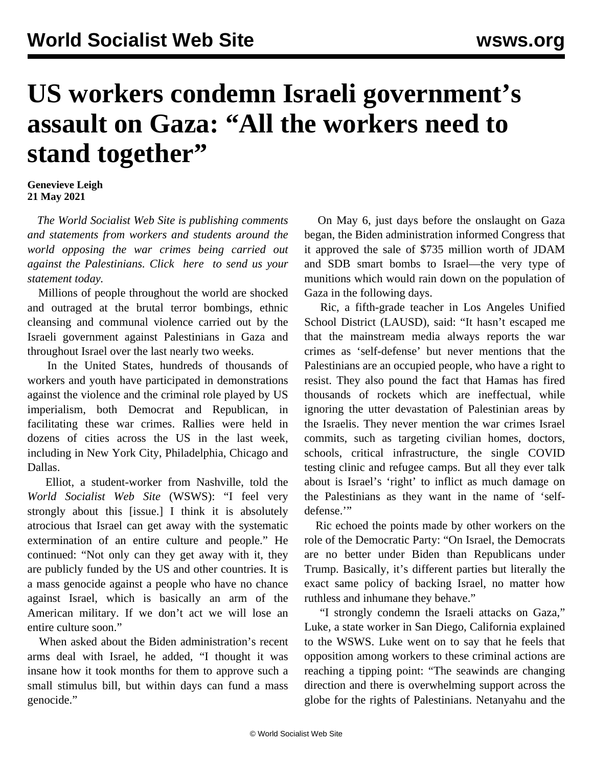# US workers condemn Israeli government's assault on Gaza: "All the workers need to stand together"

**Genevieve Leigh**
**21 May 2021**

*The World Socialist Web Site is publishing comments and statements from workers and students around the world opposing the war crimes being carried out against the Palestinians. Click here to send us your statement today.*

Millions of people throughout the world are shocked and outraged at the brutal terror bombings, ethnic cleansing and communal violence carried out by the Israeli government against Palestinians in Gaza and throughout Israel over the last nearly two weeks.

In the United States, hundreds of thousands of workers and youth have participated in demonstrations against the violence and the criminal role played by US imperialism, both Democrat and Republican, in facilitating these war crimes. Rallies were held in dozens of cities across the US in the last week, including in New York City, Philadelphia, Chicago and Dallas.

Elliot, a student-worker from Nashville, told the *World Socialist Web Site* (WSWS): "I feel very strongly about this [issue.] I think it is absolutely atrocious that Israel can get away with the systematic extermination of an entire culture and people." He continued: "Not only can they get away with it, they are publicly funded by the US and other countries. It is a mass genocide against a people who have no chance against Israel, which is basically an arm of the American military. If we don't act we will lose an entire culture soon."

When asked about the Biden administration's recent arms deal with Israel, he added, "I thought it was insane how it took months for them to approve such a small stimulus bill, but within days can fund a mass genocide."

On May 6, just days before the onslaught on Gaza began, the Biden administration informed Congress that it approved the sale of $735 million worth of JDAM and SDB smart bombs to Israel—the very type of munitions which would rain down on the population of Gaza in the following days.

Ric, a fifth-grade teacher in Los Angeles Unified School District (LAUSD), said: "It hasn't escaped me that the mainstream media always reports the war crimes as 'self-defense' but never mentions that the Palestinians are an occupied people, who have a right to resist. They also pound the fact that Hamas has fired thousands of rockets which are ineffectual, while ignoring the utter devastation of Palestinian areas by the Israelis. They never mention the war crimes Israel commits, such as targeting civilian homes, doctors, schools, critical infrastructure, the single COVID testing clinic and refugee camps. But all they ever talk about is Israel's 'right' to inflict as much damage on the Palestinians as they want in the name of 'self-defense.'"

Ric echoed the points made by other workers on the role of the Democratic Party: "On Israel, the Democrats are no better under Biden than Republicans under Trump. Basically, it's different parties but literally the exact same policy of backing Israel, no matter how ruthless and inhumane they behave."

"I strongly condemn the Israeli attacks on Gaza," Luke, a state worker in San Diego, California explained to the WSWS. Luke went on to say that he feels that opposition among workers to these criminal actions are reaching a tipping point: "The seawinds are changing direction and there is overwhelming support across the globe for the rights of Palestinians. Netanyahu and the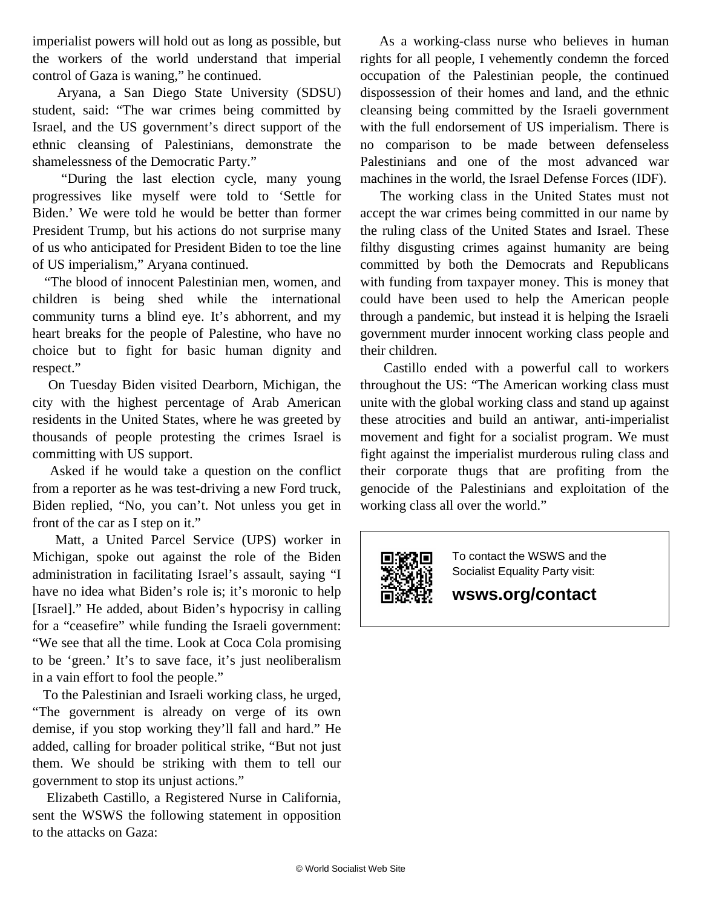imperialist powers will hold out as long as possible, but the workers of the world understand that imperial control of Gaza is waning," he continued.

Aryana, a San Diego State University (SDSU) student, said: "The war crimes being committed by Israel, and the US government's direct support of the ethnic cleansing of Palestinians, demonstrate the shamelessness of the Democratic Party."

"During the last election cycle, many young progressives like myself were told to 'Settle for Biden.' We were told he would be better than former President Trump, but his actions do not surprise many of us who anticipated for President Biden to toe the line of US imperialism," Aryana continued.

"The blood of innocent Palestinian men, women, and children is being shed while the international community turns a blind eye. It's abhorrent, and my heart breaks for the people of Palestine, who have no choice but to fight for basic human dignity and respect."

On Tuesday Biden visited Dearborn, Michigan, the city with the highest percentage of Arab American residents in the United States, where he was greeted by thousands of people protesting the crimes Israel is committing with US support.

Asked if he would take a question on the conflict from a reporter as he was test-driving a new Ford truck, Biden replied, "No, you can't. Not unless you get in front of the car as I step on it."

Matt, a United Parcel Service (UPS) worker in Michigan, spoke out against the role of the Biden administration in facilitating Israel's assault, saying "I have no idea what Biden's role is; it's moronic to help [Israel]." He added, about Biden's hypocrisy in calling for a "ceasefire" while funding the Israeli government: "We see that all the time. Look at Coca Cola promising to be 'green.' It's to save face, it's just neoliberalism in a vain effort to fool the people."

To the Palestinian and Israeli working class, he urged, "The government is already on verge of its own demise, if you stop working they'll fall and hard." He added, calling for broader political strike, "But not just them. We should be striking with them to tell our government to stop its unjust actions."

Elizabeth Castillo, a Registered Nurse in California, sent the WSWS the following statement in opposition to the attacks on Gaza:

As a working-class nurse who believes in human rights for all people, I vehemently condemn the forced occupation of the Palestinian people, the continued dispossession of their homes and land, and the ethnic cleansing being committed by the Israeli government with the full endorsement of US imperialism. There is no comparison to be made between defenseless Palestinians and one of the most advanced war machines in the world, the Israel Defense Forces (IDF).

The working class in the United States must not accept the war crimes being committed in our name by the ruling class of the United States and Israel. These filthy disgusting crimes against humanity are being committed by both the Democrats and Republicans with funding from taxpayer money. This is money that could have been used to help the American people through a pandemic, but instead it is helping the Israeli government murder innocent working class people and their children.

Castillo ended with a powerful call to workers throughout the US: "The American working class must unite with the global working class and stand up against these atrocities and build an antiwar, anti-imperialist movement and fight for a socialist program. We must fight against the imperialist murderous ruling class and their corporate thugs that are profiting from the genocide of the Palestinians and exploitation of the working class all over the world."

To contact the WSWS and the Socialist Equality Party visit:

**wsws.org/contact**